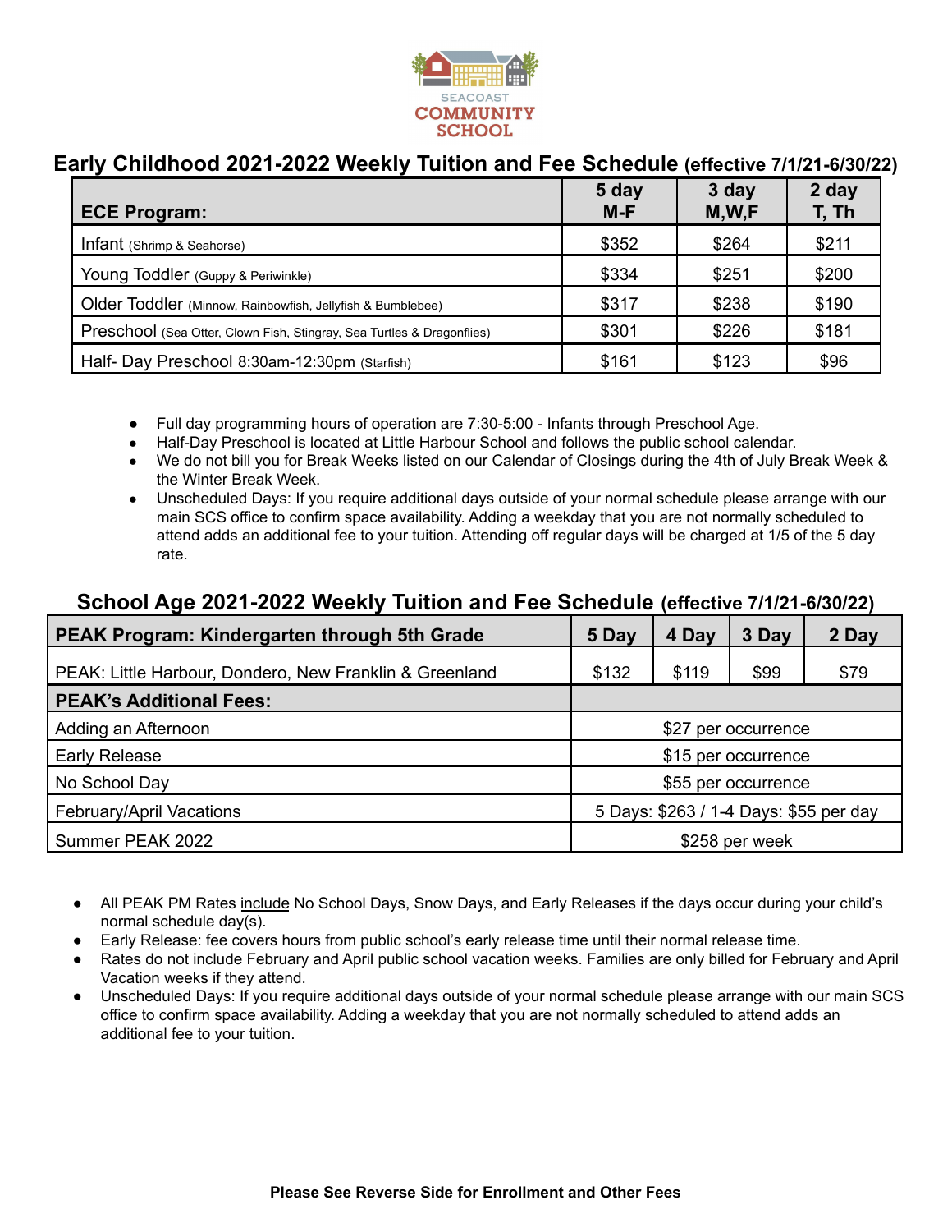SEACOAST COMMUNITY SCHOOL

## Early Childhood 2021-2022 Weekly Tuition and Fee Schedule (effective 7/1/21-6/30/22)

| ECE Program: | 5 day M-F | 3 day M,W,F | 2 day T, Th |
|---|---|---|---|
| Infant (Shrimp & Seahorse) | $352 | $264 | $211 |
| Young Toddler (Guppy & Periwinkle) | $334 | $251 | $200 |
| Older Toddler (Minnow, Rainbowfish, Jellyfish & Bumblebee) | $317 | $238 | $190 |
| Preschool (Sea Otter, Clown Fish, Stingray, Sea Turtles & Dragonflies) | $301 | $226 | $181 |
| Half- Day Preschool 8:30am-12:30pm (Starfish) | $161 | $123 | $96 |

- Full day programming hours of operation are 7:30-5:00 - Infants through Preschool Age.
- Half-Day Preschool is located at Little Harbour School and follows the public school calendar.
- We do not bill you for Break Weeks listed on our Calendar of Closings during the 4th of July Break Week & the Winter Break Week.
- Unscheduled Days: If you require additional days outside of your normal schedule please arrange with our main SCS office to confirm space availability. Adding a weekday that you are not normally scheduled to attend adds an additional fee to your tuition. Attending off regular days will be charged at 1/5 of the 5 day rate.

## School Age 2021-2022 Weekly Tuition and Fee Schedule (effective 7/1/21-6/30/22)

| PEAK Program: Kindergarten through 5th Grade | 5 Day | 4 Day | 3 Day | 2 Day |
|---|---|---|---|---|
| PEAK: Little Harbour, Dondero, New Franklin & Greenland | $132 | $119 | $99 | $79 |
| **PEAK's Additional Fees:** | | | | |
| Adding an Afternoon | $27 per occurrence | | | |
| Early Release | $15 per occurrence | | | |
| No School Day | $55 per occurrence | | | |
| February/April Vacations | 5 Days: $263 / 1-4 Days: $55 per day | | | |
| Summer PEAK 2022 | $258 per week | | | |

- All PEAK PM Rates include No School Days, Snow Days, and Early Releases if the days occur during your child's normal schedule day(s).
- Early Release: fee covers hours from public school's early release time until their normal release time.
- Rates do not include February and April public school vacation weeks. Families are only billed for February and April Vacation weeks if they attend.
- Unscheduled Days: If you require additional days outside of your normal schedule please arrange with our main SCS office to confirm space availability. Adding a weekday that you are not normally scheduled to attend adds an additional fee to your tuition.

**Please See Reverse Side for Enrollment and Other Fees**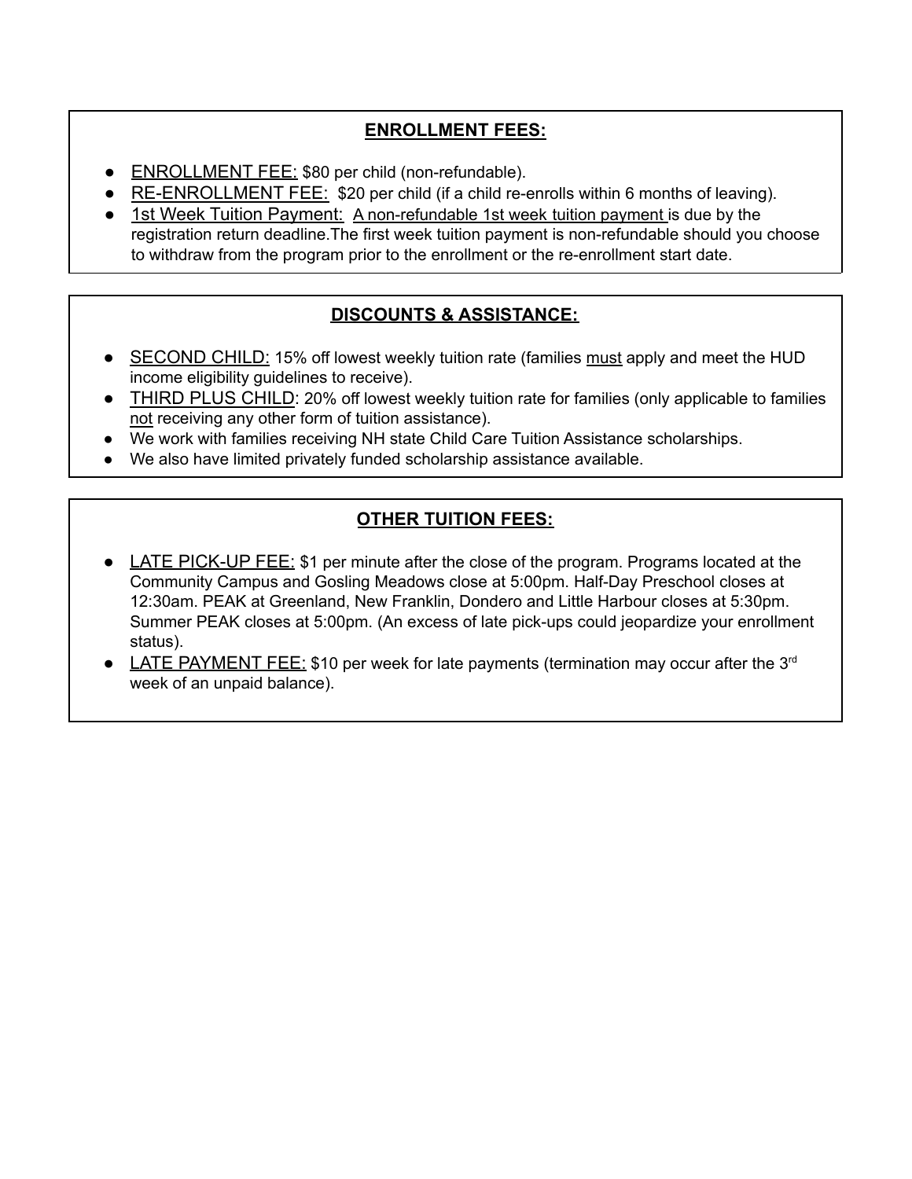## **ENROLLMENT FEES:**

- ENROLLMENT FEE: $80 per child (non-refundable).
- RE-ENROLLMENT FEE: $20 per child (if a child re-enrolls within 6 months of leaving).
- 1st Week Tuition Payment: A non-refundable 1st week tuition payment is due by the registration return deadline.The first week tuition payment is non-refundable should you choose to withdraw from the program prior to the enrollment or the re-enrollment start date.

## **DISCOUNTS & ASSISTANCE:**

- SECOND CHILD: 15% off lowest weekly tuition rate (families must apply and meet the HUD income eligibility guidelines to receive).
- THIRD PLUS CHILD: 20% off lowest weekly tuition rate for families (only applicable to families not receiving any other form of tuition assistance).
- We work with families receiving NH state Child Care Tuition Assistance scholarships.
- We also have limited privately funded scholarship assistance available.

## **OTHER TUITION FEES:**

- LATE PICK-UP FEE: $1 per minute after the close of the program. Programs located at the Community Campus and Gosling Meadows close at 5:00pm. Half-Day Preschool closes at 12:30am. PEAK at Greenland, New Franklin, Dondero and Little Harbour closes at 5:30pm. Summer PEAK closes at 5:00pm. (An excess of late pick-ups could jeopardize your enrollment status).
- LATE PAYMENT FEE: $10 per week for late payments (termination may occur after the 3rd week of an unpaid balance).